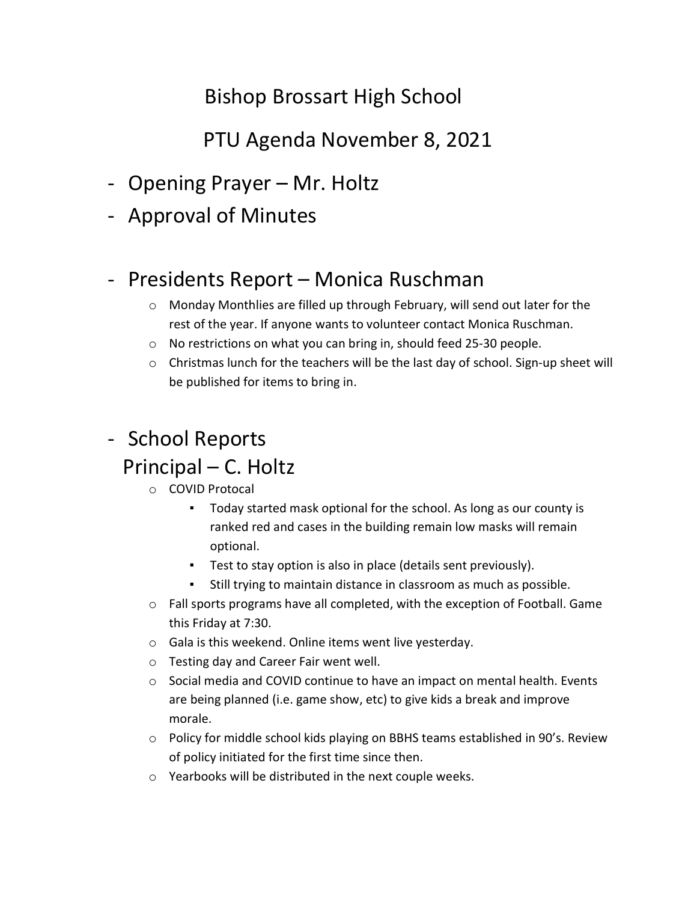# Bishop Brossart High School

## PTU Agenda November 8, 2021

- Opening Prayer – Mr. Holtz
- Approval of Minutes

- Presidents Report – Monica Ruschman
  - Monday Monthlies are filled up through February, will send out later for the rest of the year. If anyone wants to volunteer contact Monica Ruschman.
  - No restrictions on what you can bring in, should feed 25-30 people.
  - Christmas lunch for the teachers will be the last day of school. Sign-up sheet will be published for items to bring in.

- School Reports

  Principal – C. Holtz
  - COVID Protocal
    - Today started mask optional for the school. As long as our county is ranked red and cases in the building remain low masks will remain optional.
    - Test to stay option is also in place (details sent previously).
    - Still trying to maintain distance in classroom as much as possible.
  - Fall sports programs have all completed, with the exception of Football. Game this Friday at 7:30.
  - Gala is this weekend. Online items went live yesterday.
  - Testing day and Career Fair went well.
  - Social media and COVID continue to have an impact on mental health. Events are being planned (i.e. game show, etc) to give kids a break and improve morale.
  - Policy for middle school kids playing on BBHS teams established in 90's. Review of policy initiated for the first time since then.
  - Yearbooks will be distributed in the next couple weeks.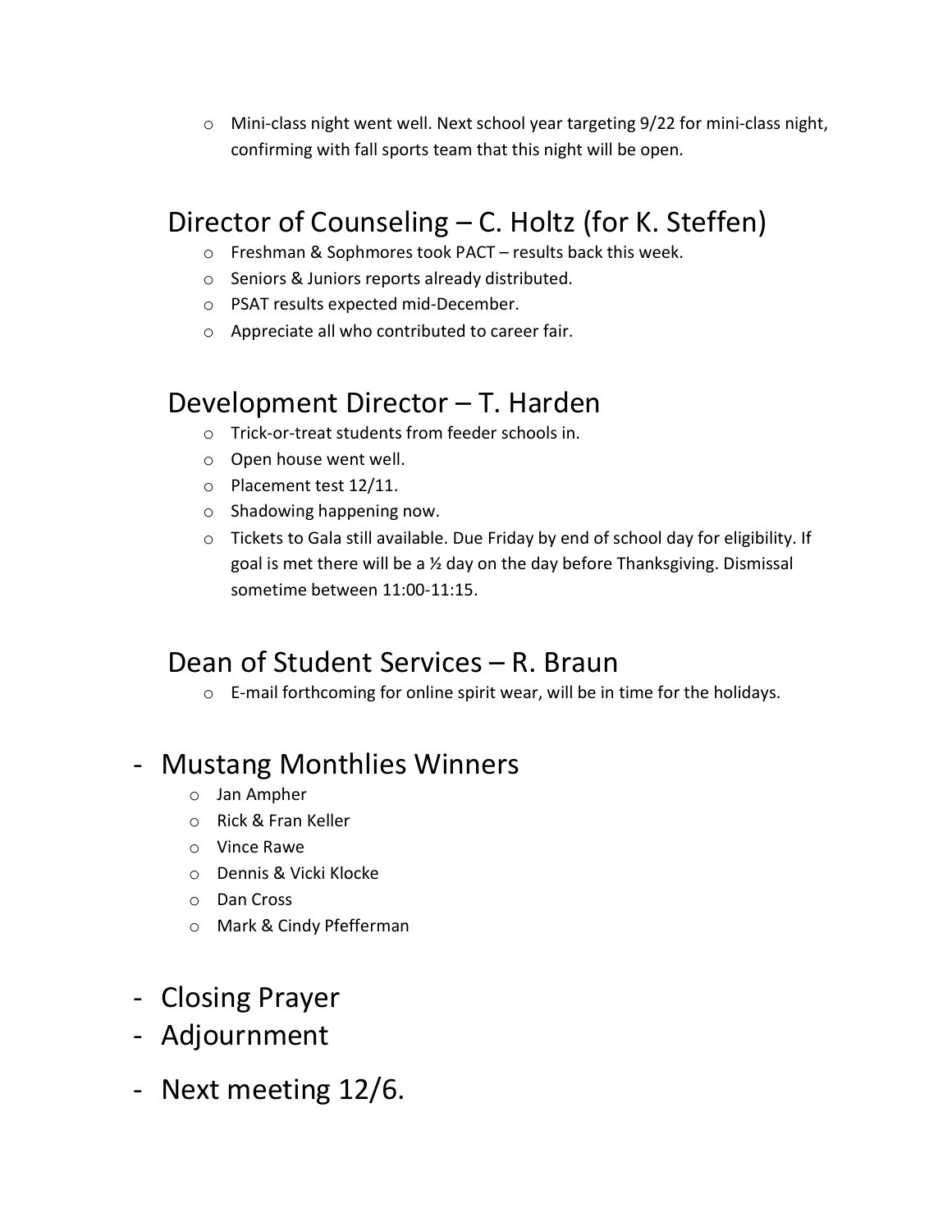- Mini-class night went well. Next school year targeting 9/22 for mini-class night, confirming with fall sports team that this night will be open.

## Director of Counseling – C. Holtz (for K. Steffen)

- Freshman & Sophmores took PACT – results back this week.
- Seniors & Juniors reports already distributed.
- PSAT results expected mid-December.
- Appreciate all who contributed to career fair.

## Development Director – T. Harden

- Trick-or-treat students from feeder schools in.
- Open house went well.
- Placement test 12/11.
- Shadowing happening now.
- Tickets to Gala still available. Due Friday by end of school day for eligibility. If goal is met there will be a ½ day on the day before Thanksgiving. Dismissal sometime between 11:00-11:15.

## Dean of Student Services – R. Braun

- E-mail forthcoming for online spirit wear, will be in time for the holidays.

# - Mustang Monthlies Winners

- Jan Ampher
- Rick & Fran Keller
- Vince Rawe
- Dennis & Vicki Klocke
- Dan Cross
- Mark & Cindy Pfefferman

# - Closing Prayer

# - Adjournment

# - Next meeting 12/6.